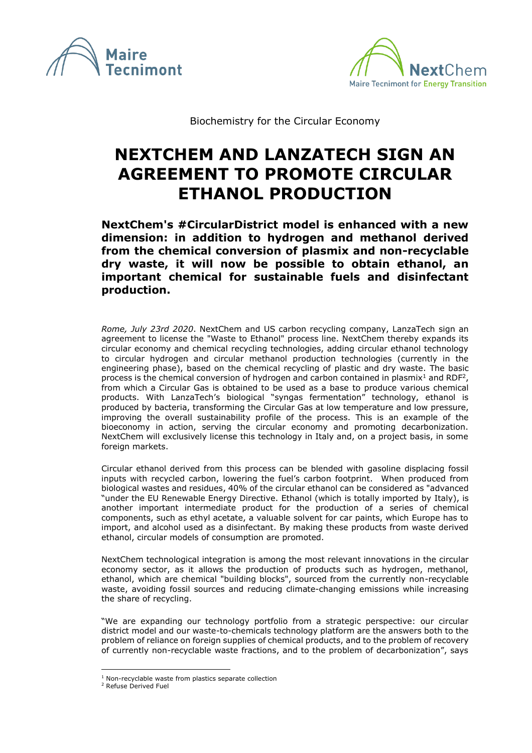Biochemistry for the Circular Economy

# NEXTCHEM AND LANZATECH SIGN AN AGREEMENT TO PROMOTE CIRCULAR ETHANOL PRODUCTION

**NextChem's #CircularDistrict model is enhanced with a new dimension: in addition to hydrogen and methanol derived from the chemical conversion of plasmix and non-recyclable dry waste, it will now be possible to obtain ethanol, an important chemical for sustainable fuels and disinfectant production.**

*Rome, July 23rd 2020*. NextChem and US carbon recycling company, LanzaTech sign an agreement to license the "Waste to Ethanol" process line. NextChem thereby expands its circular economy and chemical recycling technologies, adding circular ethanol technology to circular hydrogen and circular methanol production technologies (currently in the engineering phase), based on the chemical recycling of plastic and dry waste. The basic process is the chemical conversion of hydrogen and carbon contained in plasmix[1] and RDF[2], from which a Circular Gas is obtained to be used as a base to produce various chemical products. With LanzaTech's biological "syngas fermentation" technology, ethanol is produced by bacteria, transforming the Circular Gas at low temperature and low pressure, improving the overall sustainability profile of the process. This is an example of the bioeconomy in action, serving the circular economy and promoting decarbonization. NextChem will exclusively license this technology in Italy and, on a project basis, in some foreign markets.

Circular ethanol derived from this process can be blended with gasoline displacing fossil inputs with recycled carbon, lowering the fuel's carbon footprint. When produced from biological wastes and residues, 40% of the circular ethanol can be considered as "advanced "under the EU Renewable Energy Directive. Ethanol (which is totally imported by Italy), is another important intermediate product for the production of a series of chemical components, such as ethyl acetate, a valuable solvent for car paints, which Europe has to import, and alcohol used as a disinfectant. By making these products from waste derived ethanol, circular models of consumption are promoted.

NextChem technological integration is among the most relevant innovations in the circular economy sector, as it allows the production of products such as hydrogen, methanol, ethanol, which are chemical "building blocks", sourced from the currently non-recyclable waste, avoiding fossil sources and reducing climate-changing emissions while increasing the share of recycling.

"We are expanding our technology portfolio from a strategic perspective: our circular district model and our waste-to-chemicals technology platform are the answers both to the problem of reliance on foreign supplies of chemical products, and to the problem of recovery of currently non-recyclable waste fractions, and to the problem of decarbonization", says

[1] Non-recyclable waste from plastics separate collection

[2] Refuse Derived Fuel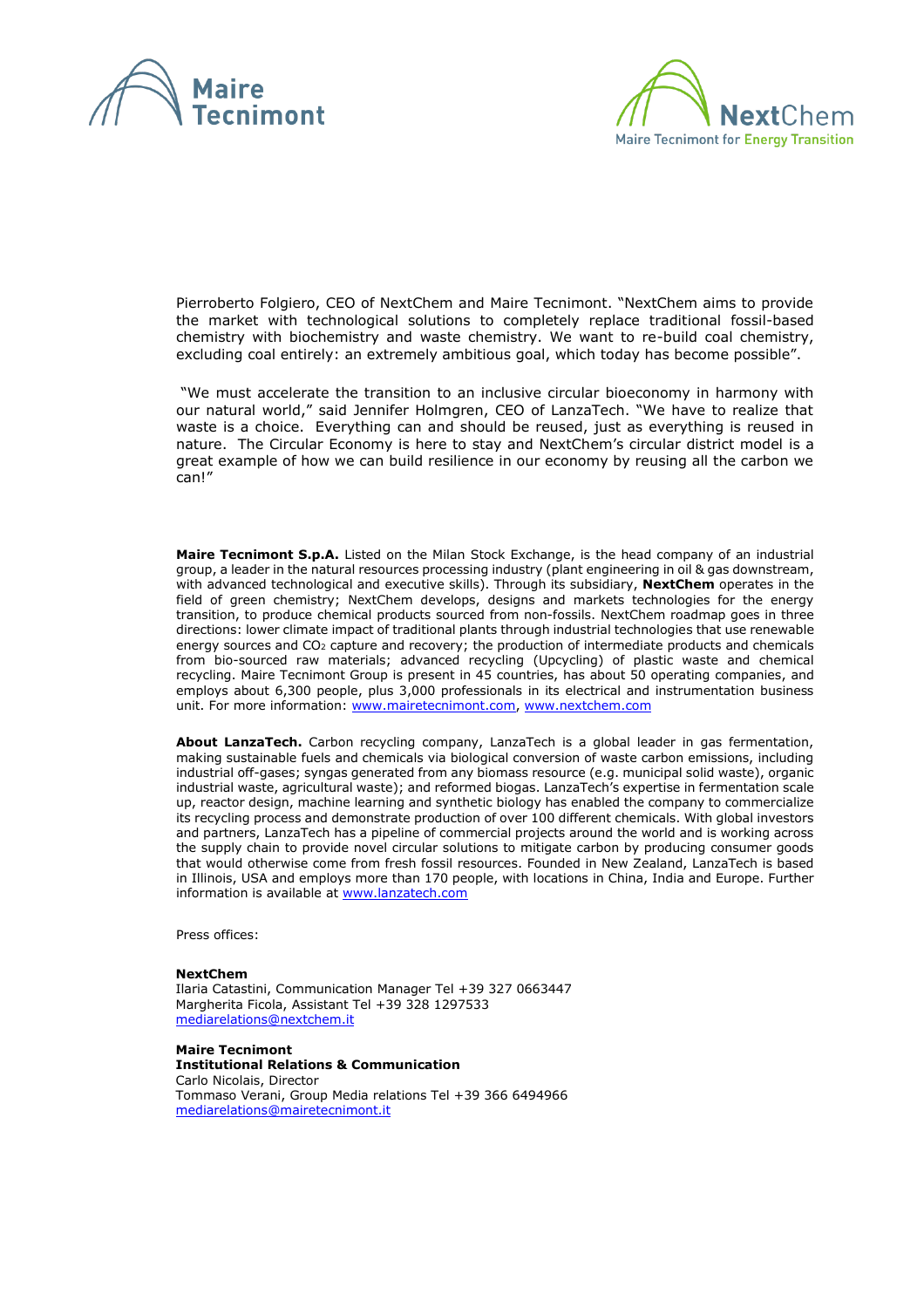Pierroberto Folgiero, CEO of NextChem and Maire Tecnimont. "NextChem aims to provide the market with technological solutions to completely replace traditional fossil-based chemistry with biochemistry and waste chemistry. We want to re-build coal chemistry, excluding coal entirely: an extremely ambitious goal, which today has become possible".

"We must accelerate the transition to an inclusive circular bioeconomy in harmony with our natural world," said Jennifer Holmgren, CEO of LanzaTech. "We have to realize that waste is a choice. Everything can and should be reused, just as everything is reused in nature. The Circular Economy is here to stay and NextChem's circular district model is a great example of how we can build resilience in our economy by reusing all the carbon we can!"

**Maire Tecnimont S.p.A.** Listed on the Milan Stock Exchange, is the head company of an industrial group, a leader in the natural resources processing industry (plant engineering in oil & gas downstream, with advanced technological and executive skills). Through its subsidiary, **NextChem** operates in the field of green chemistry; NextChem develops, designs and markets technologies for the energy transition, to produce chemical products sourced from non-fossils. NextChem roadmap goes in three directions: lower climate impact of traditional plants through industrial technologies that use renewable energy sources and $CO_2$ capture and recovery; the production of intermediate products and chemicals from bio-sourced raw materials; advanced recycling (Upcycling) of plastic waste and chemical recycling. Maire Tecnimont Group is present in 45 countries, has about 50 operating companies, and employs about 6,300 people, plus 3,000 professionals in its electrical and instrumentation business unit. For more information: www.mairetecnimont.com, www.nextchem.com

**About LanzaTech.** Carbon recycling company, LanzaTech is a global leader in gas fermentation, making sustainable fuels and chemicals via biological conversion of waste carbon emissions, including industrial off-gases; syngas generated from any biomass resource (e.g. municipal solid waste), organic industrial waste, agricultural waste); and reformed biogas. LanzaTech's expertise in fermentation scale up, reactor design, machine learning and synthetic biology has enabled the company to commercialize its recycling process and demonstrate production of over 100 different chemicals. With global investors and partners, LanzaTech has a pipeline of commercial projects around the world and is working across the supply chain to provide novel circular solutions to mitigate carbon by producing consumer goods that would otherwise come from fresh fossil resources. Founded in New Zealand, LanzaTech is based in Illinois, USA and employs more than 170 people, with locations in China, India and Europe. Further information is available at www.lanzatech.com

Press offices:

**NextChem**
Ilaria Catastini, Communication Manager Tel +39 327 0663447
Margherita Ficola, Assistant Tel +39 328 1297533
mediarelations@nextchem.it

**Maire Tecnimont**
**Institutional Relations & Communication**
Carlo Nicolais, Director
Tommaso Verani, Group Media relations Tel +39 366 6494966
mediarelations@mairetecnimont.it